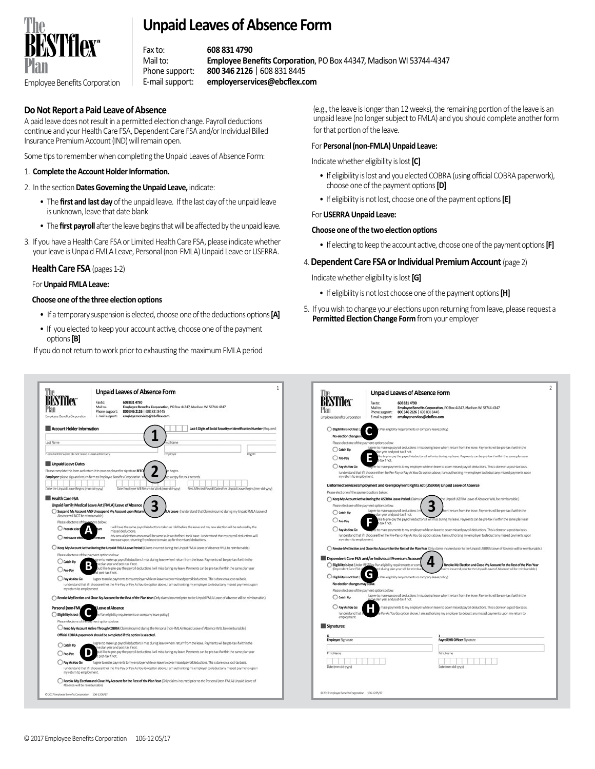# Unpaid Leaves of Absence Form

The BESTflex℠ Plan
Employee Benefits Corporation

Fax to: **608 831 4790**
Mail to: **Employee Benefits Corporation**, PO Box 44347, Madison WI 53744-4347
Phone support: **800 346 2126** | 608 831 8445
E-mail support: **employerservices@ebcflex.com**

## Do Not Report a Paid Leave of Absence

A paid leave does not result in a permitted election change. Payroll deductions continue and your Health Care FSA, Dependent Care FSA and/or Individual Billed Insurance Premium Account (IND) will remain open.

Some tips to remember when completing the Unpaid Leaves of Absence Form:

1. **Complete the Account Holder Information.**
2. In the section **Dates Governing the Unpaid Leave,** indicate:
   - The **first and last day** of the unpaid leave. If the last day of the unpaid leave is unknown, leave that date blank
   - The **first payroll** after the leave begins that will be affected by the unpaid leave.
3. If you have a Health Care FSA or Limited Health Care FSA, please indicate whether your leave is Unpaid FMLA Leave, Personal (non-FMLA) Unpaid Leave or USERRA.

   **Health Care FSA** (pages 1-2)

   For **Unpaid FMLA Leave:**

   **Choose one of the three election options**

   - If a temporary suspension is elected, choose one of the deductions options **[A]**
   - If you elected to keep your account active, choose one of the payment options **[B]**

   If you do not return to work prior to exhausting the maximum FMLA period (e.g., the leave is longer than 12 weeks), the remaining portion of the leave is an unpaid leave (no longer subject to FMLA) and you should complete another form for that portion of the leave.

   For **Personal (non-FMLA) Unpaid Leave:**

   Indicate whether eligibility is lost **[C]**

   - If eligibility is lost and you elected COBRA (using official COBRA paperwork), choose one of the payment options **[D]**
   - If eligibility is not lost, choose one of the payment options **[E]**

   For **USERRA Unpaid Leave:**

   **Choose one of the two election options**

   - If electing to keep the account active, choose one of the payment options **[F]**
4. **Dependent Care FSA or Individual Premium Account** (page 2)

   Indicate whether eligibility is lost **[G]**

   - If eligibility is not lost choose one of the payment options **[H]**
5. If you wish to change your elections upon returning from leave, please request a **Permitted Election Change Form** from your employer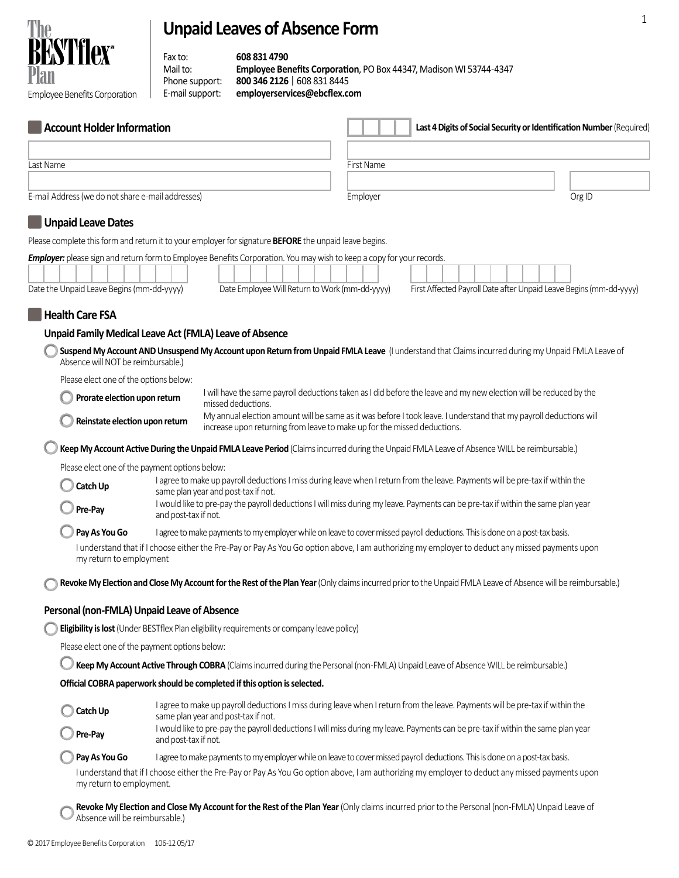# Unpaid Leaves of Absence Form

The BESTflex℠ Plan
Employee Benefits Corporation

Fax to: **608 831 4790**
Mail to: **Employee Benefits Corporation**, PO Box 44347, Madison WI 53744-4347
Phone support: **800 346 2126** | 608 831 8445
E-mail support: **employerservices@ebcflex.com**

## Account Holder Information

**Last 4 Digits of Social Security or Identification Number** (Required) ☐☐☐☐

| | |
|---|---|
| Last Name | First Name |
| E-mail Address (we do not share e-mail addresses) | Employer / Org ID |

## Unpaid Leave Dates

Please complete this form and return it to your employer for signature **BEFORE** the unpaid leave begins.

***Employer:*** please sign and return form to Employee Benefits Corporation. You may wish to keep a copy for your records.

| Date the Unpaid Leave Begins (mm-dd-yyyy) | Date Employee Will Return to Work (mm-dd-yyyy) | First Affected Payroll Date after Unpaid Leave Begins (mm-dd-yyyy) |
|---|---|---|
| | | |

## Health Care FSA

### Unpaid Family Medical Leave Act (FMLA) Leave of Absence

○ **Suspend My Account AND Unsuspend My Account upon Return from Unpaid FMLA Leave** (I understand that Claims incurred during my Unpaid FMLA Leave of Absence will NOT be reimbursable.)

Please elect one of the options below:

- ○ **Prorate election upon return** — I will have the same payroll deductions taken as I did before the leave and my new election will be reduced by the missed deductions.
- ○ **Reinstate election upon return** — My annual election amount will be same as it was before I took leave. I understand that my payroll deductions will increase upon returning from leave to make up for the missed deductions.

○ **Keep My Account Active During the Unpaid FMLA Leave Period** (Claims incurred during the Unpaid FMLA Leave of Absence WILL be reimbursable.)

Please elect one of the payment options below:

- ○ **Catch Up** — I agree to make up payroll deductions I miss during leave when I return from the leave. Payments will be pre-tax if within the same plan year and post-tax if not.
- ○ **Pre-Pay** — I would like to pre-pay the payroll deductions I will miss during my leave. Payments can be pre-tax if within the same plan year and post-tax if not.
- ○ **Pay As You Go** — I agree to make payments to my employer while on leave to cover missed payroll deductions. This is done on a post-tax basis.

I understand that if I choose either the Pre-Pay or Pay As You Go option above, I am authorizing my employer to deduct any missed payments upon my return to employment

○ **Revoke My Election and Close My Account for the Rest of the Plan Year** (Only claims incurred prior to the Unpaid FMLA Leave of Absence will be reimbursable.)

### Personal (non-FMLA) Unpaid Leave of Absence

○ **Eligibility is lost** (Under BESTflex Plan eligibility requirements or company leave policy)

Please elect one of the payment options below:

○ **Keep My Account Active Through COBRA** (Claims incurred during the Personal (non-FMLA) Unpaid Leave of Absence WILL be reimbursable.)

**Official COBRA paperwork should be completed if this option is selected.**

- ○ **Catch Up** — I agree to make up payroll deductions I miss during leave when I return from the leave. Payments will be pre-tax if within the same plan year and post-tax if not.
- ○ **Pre-Pay** — I would like to pre-pay the payroll deductions I will miss during my leave. Payments can be pre-tax if within the same plan year and post-tax if not.
- ○ **Pay As You Go** — I agree to make payments to my employer while on leave to cover missed payroll deductions. This is done on a post-tax basis.

I understand that if I choose either the Pre-Pay or Pay As You Go option above, I am authorizing my employer to deduct any missed payments upon my return to employment.

○ **Revoke My Election and Close My Account for the Rest of the Plan Year** (Only claims incurred prior to the Personal (non-FMLA) Unpaid Leave of Absence will be reimbursable.)

© 2017 Employee Benefits Corporation 106-12 05/17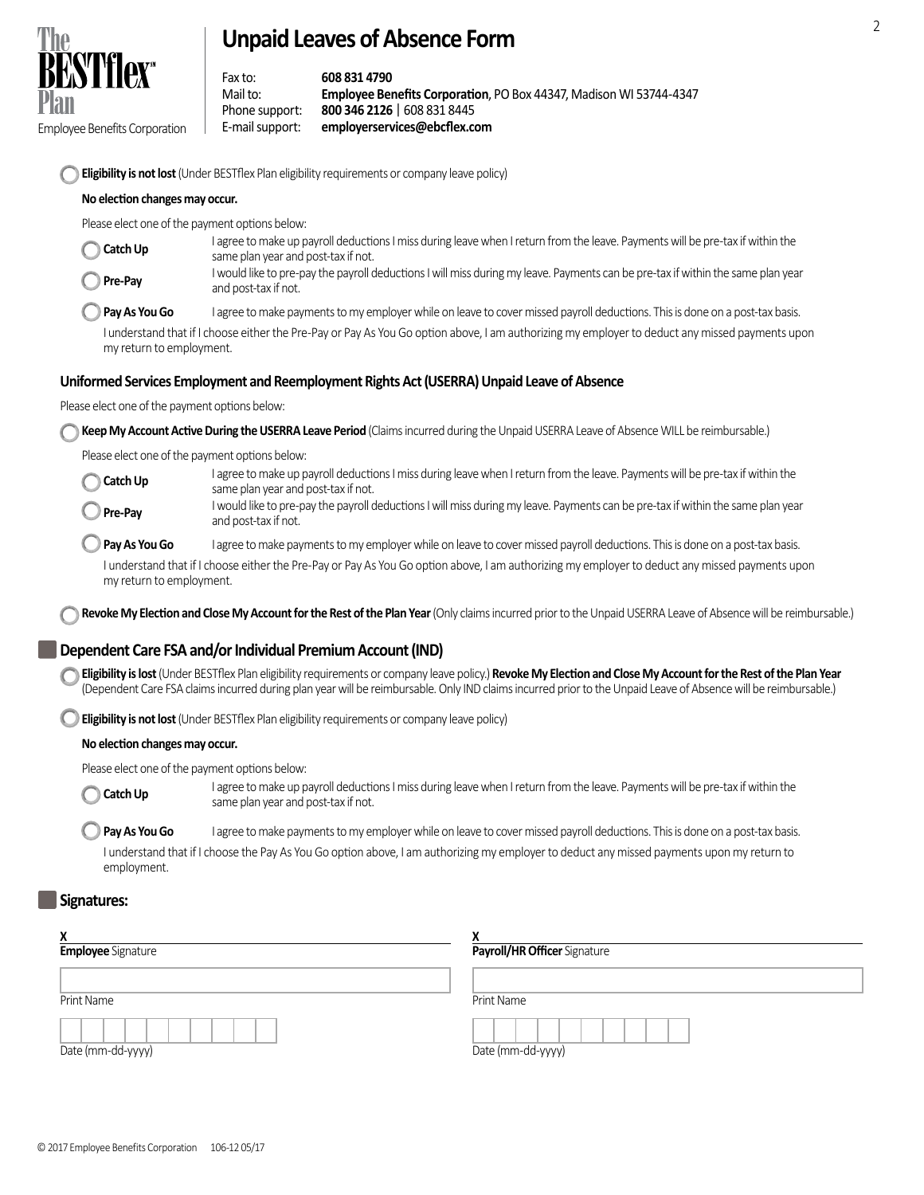# Unpaid Leaves of Absence Form

Fax to: **608 831 4790**
Mail to: **Employee Benefits Corporation**, PO Box 44347, Madison WI 53744-4347
Phone support: **800 346 2126** | 608 831 8445
E-mail support: **employerservices@ebcflex.com**

◯ **Eligibility is not lost** (Under BESTflex Plan eligibility requirements or company leave policy)

**No election changes may occur.**

Please elect one of the payment options below:

◯ **Catch Up** — I agree to make up payroll deductions I miss during leave when I return from the leave. Payments will be pre-tax if within the same plan year and post-tax if not.

◯ **Pre-Pay** — I would like to pre-pay the payroll deductions I will miss during my leave. Payments can be pre-tax if within the same plan year and post-tax if not.

◯ **Pay As You Go** — I agree to make payments to my employer while on leave to cover missed payroll deductions. This is done on a post-tax basis.

I understand that if I choose either the Pre-Pay or Pay As You Go option above, I am authorizing my employer to deduct any missed payments upon my return to employment.

### Uniformed Services Employment and Reemployment Rights Act (USERRA) Unpaid Leave of Absence

Please elect one of the payment options below:

◯ **Keep My Account Active During the USERRA Leave Period** (Claims incurred during the Unpaid USERRA Leave of Absence WILL be reimbursable.)

Please elect one of the payment options below:

◯ **Catch Up** — I agree to make up payroll deductions I miss during leave when I return from the leave. Payments will be pre-tax if within the same plan year and post-tax if not.

◯ **Pre-Pay** — I would like to pre-pay the payroll deductions I will miss during my leave. Payments can be pre-tax if within the same plan year and post-tax if not.

◯ **Pay As You Go** — I agree to make payments to my employer while on leave to cover missed payroll deductions. This is done on a post-tax basis.

I understand that if I choose either the Pre-Pay or Pay As You Go option above, I am authorizing my employer to deduct any missed payments upon my return to employment.

◯ **Revoke My Election and Close My Account for the Rest of the Plan Year** (Only claims incurred prior to the Unpaid USERRA Leave of Absence will be reimbursable.)

## Dependent Care FSA and/or Individual Premium Account (IND)

◯ **Eligibility is lost** (Under BESTflex Plan eligibility requirements or company leave policy.) **Revoke My Election and Close My Account for the Rest of the Plan Year** (Dependent Care FSA claims incurred during plan year will be reimbursable. Only IND claims incurred prior to the Unpaid Leave of Absence will be reimbursable.)

◯ **Eligibility is not lost** (Under BESTflex Plan eligibility requirements or company leave policy)

**No election changes may occur.**

Please elect one of the payment options below:

◯ **Catch Up** — I agree to make up payroll deductions I miss during leave when I return from the leave. Payments will be pre-tax if within the same plan year and post-tax if not.

◯ **Pay As You Go** — I agree to make payments to my employer while on leave to cover missed payroll deductions. This is done on a post-tax basis.

I understand that if I choose the Pay As You Go option above, I am authorizing my employer to deduct any missed payments upon my return to employment.

## Signatures:

X ______________________________
**Employee** Signature

Print Name

Date (mm-dd-yyyy)

X ______________________________
**Payroll/HR Officer** Signature

Print Name

Date (mm-dd-yyyy)

© 2017 Employee Benefits Corporation 106-12 05/17